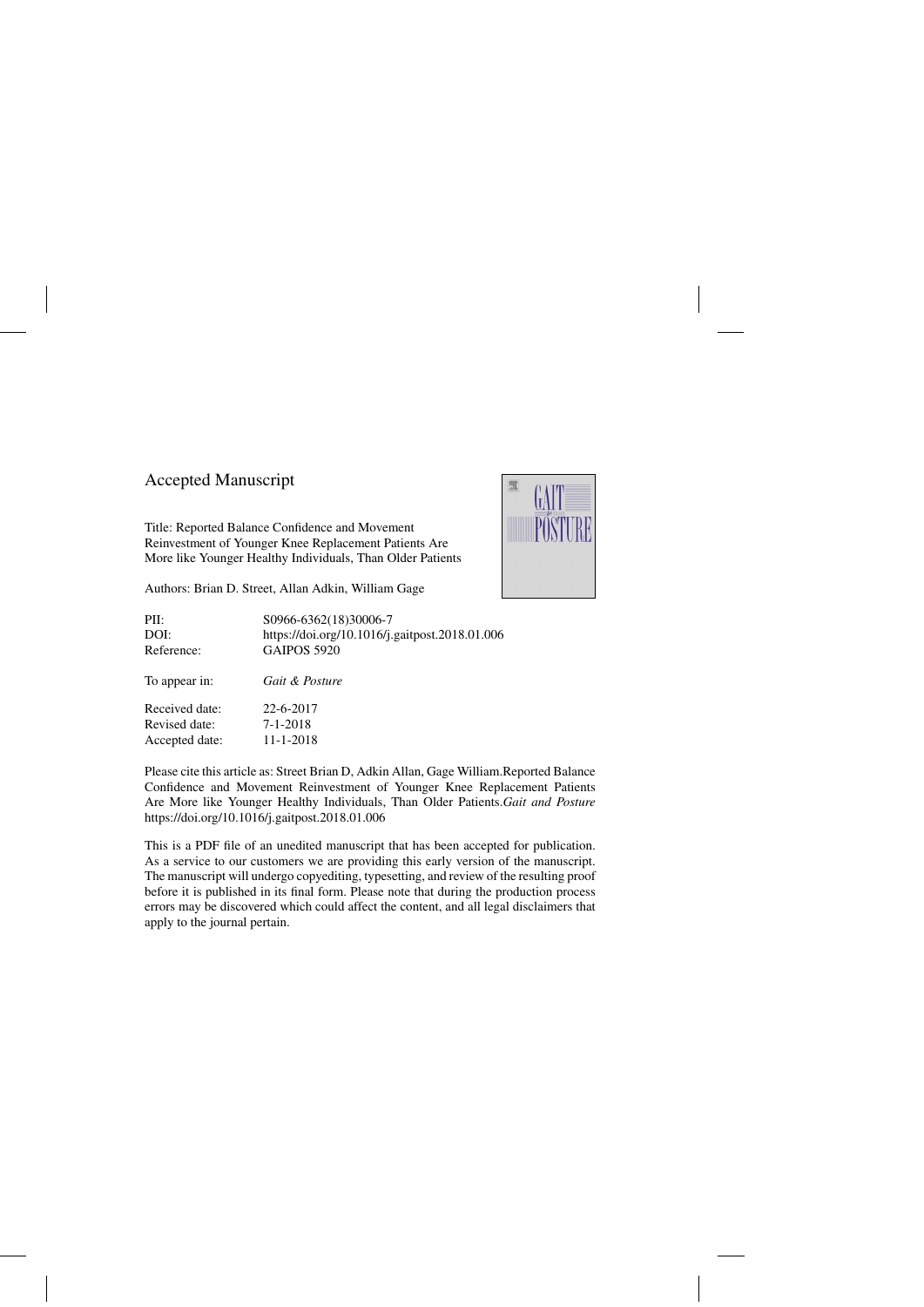Accepted Manuscript

Title: Reported Balance Confidence and Movement Reinvestment of Younger Knee Replacement Patients Are More like Younger Healthy Individuals, Than Older Patients

Authors: Brian D. Street, Allan Adkin, William Gage

| | |
|---|---|
| PII: | S0966-6362(18)30006-7 |
| DOI: | https://doi.org/10.1016/j.gaitpost.2018.01.006 |
| Reference: | GAIPOS 5920 |
| To appear in: | *Gait & Posture* |
| Received date: | 22-6-2017 |
| Revised date: | 7-1-2018 |
| Accepted date: | 11-1-2018 |

Please cite this article as: Street Brian D, Adkin Allan, Gage William.Reported Balance Confidence and Movement Reinvestment of Younger Knee Replacement Patients Are More like Younger Healthy Individuals, Than Older Patients.*Gait and Posture* https://doi.org/10.1016/j.gaitpost.2018.01.006

This is a PDF file of an unedited manuscript that has been accepted for publication. As a service to our customers we are providing this early version of the manuscript. The manuscript will undergo copyediting, typesetting, and review of the resulting proof before it is published in its final form. Please note that during the production process errors may be discovered which could affect the content, and all legal disclaimers that apply to the journal pertain.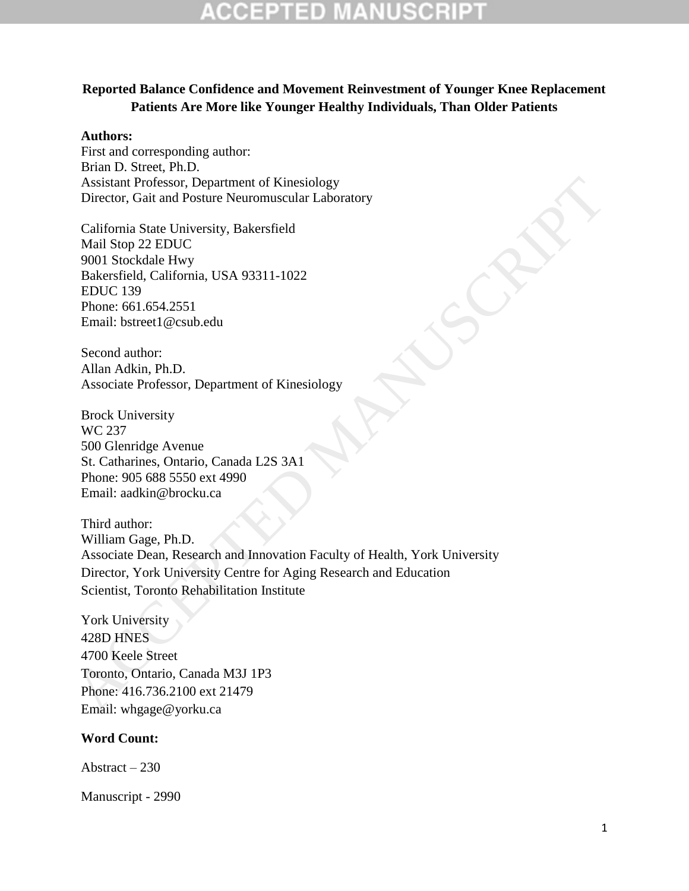**Reported Balance Confidence and Movement Reinvestment of Younger Knee Replacement Patients Are More like Younger Healthy Individuals, Than Older Patients**

**Authors:**

First and corresponding author:
Brian D. Street, Ph.D.
Assistant Professor, Department of Kinesiology
Director, Gait and Posture Neuromuscular Laboratory

California State University, Bakersfield
Mail Stop 22 EDUC
9001 Stockdale Hwy
Bakersfield, California, USA 93311-1022
EDUC 139
Phone: 661.654.2551
Email: bstreet1@csub.edu

Second author:
Allan Adkin, Ph.D.
Associate Professor, Department of Kinesiology

Brock University
WC 237
500 Glenridge Avenue
St. Catharines, Ontario, Canada L2S 3A1
Phone: 905 688 5550 ext 4990
Email: aadkin@brocku.ca

Third author:
William Gage, Ph.D.
Associate Dean, Research and Innovation Faculty of Health, York University
Director, York University Centre for Aging Research and Education
Scientist, Toronto Rehabilitation Institute

York University
428D HNES
4700 Keele Street
Toronto, Ontario, Canada M3J 1P3
Phone: 416.736.2100 ext 21479
Email: whgage@yorku.ca

**Word Count:**

Abstract – 230

Manuscript - 2990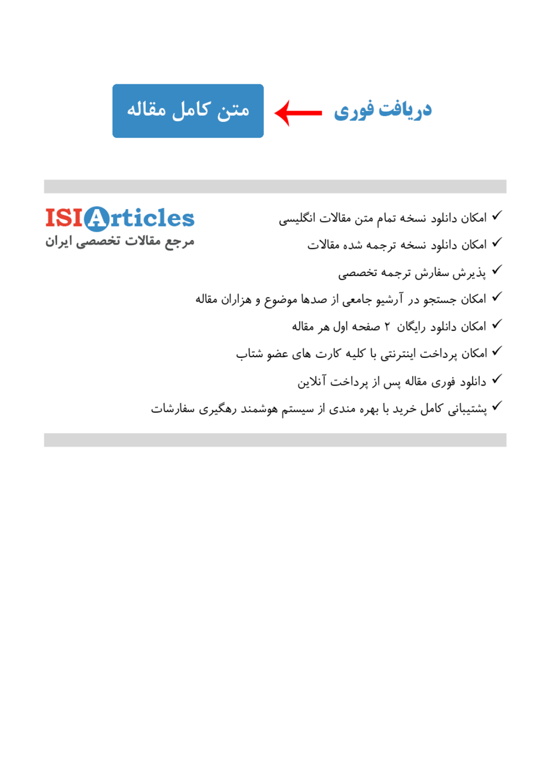دریافت فوری ← **متن کامل مقاله**

**ISIArticles**
مرجع مقالات تخصصی ایران

- ✓ امکان دانلود نسخه تمام متن مقالات انگلیسی
- ✓ امکان دانلود نسخه ترجمه شده مقالات
- ✓ پذیرش سفارش ترجمه تخصصی
- ✓ امکان جستجو در آرشیو جامعی از صدها موضوع و هزاران مقاله
- ✓ امکان دانلود رایگان ۲ صفحه اول هر مقاله
- ✓ امکان پرداخت اینترنتی با کلیه کارت های عضو شتاب
- ✓ دانلود فوری مقاله پس از پرداخت آنلاین
- ✓ پشتیبانی کامل خرید با بهره مندی از سیستم هوشمند رهگیری سفارشات